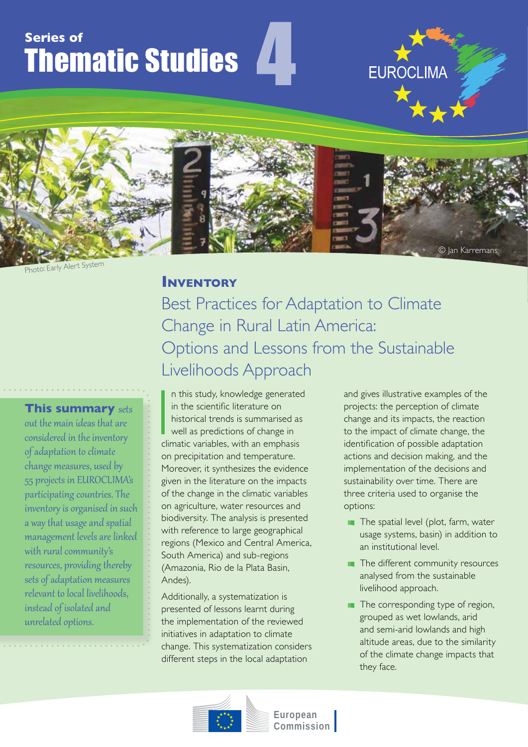Series of

# Thematic Studies 4

EUROCLIMA

Photo: Early Alert System

© Jan Karremans

## INVENTORY

## Best Practices for Adaptation to Climate Change in Rural Latin America: Options and Lessons from the Sustainable Livelihoods Approach

***This summary** sets out the main ideas that are considered in the inventory of adaptation to climate change measures, used by 55 projects in EUROCLIMA's participating countries. The inventory is organised in such a way that usage and spatial management levels are linked with rural community's resources, providing thereby sets of adaptation measures relevant to local livelihoods, instead of isolated and unrelated options.*

In this study, knowledge generated in the scientific literature on historical trends is summarised as well as predictions of change in climatic variables, with an emphasis on precipitation and temperature. Moreover, it synthesizes the evidence given in the literature on the impacts of the change in the climatic variables on agriculture, water resources and biodiversity. The analysis is presented with reference to large geographical regions (Mexico and Central America, South America) and sub-regions (Amazonia, Rio de la Plata Basin, Andes).

Additionally, a systematization is presented of lessons learnt during the implementation of the reviewed initiatives in adaptation to climate change. This systematization considers different steps in the local adaptation and gives illustrative examples of the projects: the perception of climate change and its impacts, the reaction to the impact of climate change, the identification of possible adaptation actions and decision making, and the implementation of the decisions and sustainability over time. There are three criteria used to organise the options:

- The spatial level (plot, farm, water usage systems, basin) in addition to an institutional level.
- The different community resources analysed from the sustainable livelihood approach.
- The corresponding type of region, grouped as wet lowlands, arid and semi-arid lowlands and high altitude areas, due to the similarity of the climate change impacts that they face.

European Commission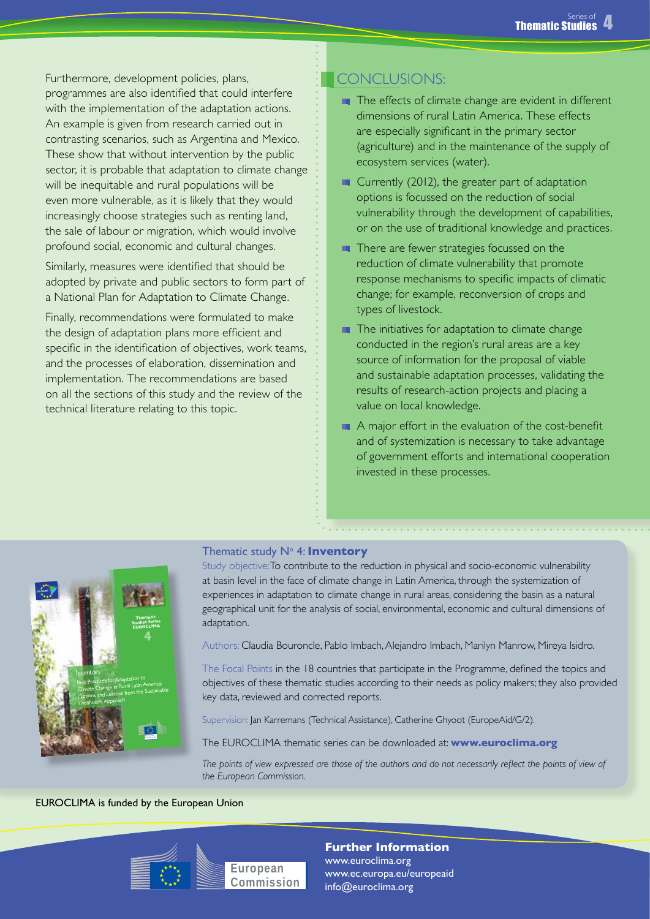Furthermore, development policies, plans, programmes are also identified that could interfere with the implementation of the adaptation actions. An example is given from research carried out in contrasting scenarios, such as Argentina and Mexico. These show that without intervention by the public sector, it is probable that adaptation to climate change will be inequitable and rural populations will be even more vulnerable, as it is likely that they would increasingly choose strategies such as renting land, the sale of labour or migration, which would involve profound social, economic and cultural changes.

Similarly, measures were identified that should be adopted by private and public sectors to form part of a National Plan for Adaptation to Climate Change.

Finally, recommendations were formulated to make the design of adaptation plans more efficient and specific in the identification of objectives, work teams, and the processes of elaboration, dissemination and implementation. The recommendations are based on all the sections of this study and the review of the technical literature relating to this topic.

## CONCLUSIONS:

- The effects of climate change are evident in different dimensions of rural Latin America. These effects are especially significant in the primary sector (agriculture) and in the maintenance of the supply of ecosystem services (water).
- Currently (2012), the greater part of adaptation options is focussed on the reduction of social vulnerability through the development of capabilities, or on the use of traditional knowledge and practices.
- There are fewer strategies focussed on the reduction of climate vulnerability that promote response mechanisms to specific impacts of climatic change; for example, reconversion of crops and types of livestock.
- The initiatives for adaptation to climate change conducted in the region's rural areas are a key source of information for the proposal of viable and sustainable adaptation processes, validating the results of research-action projects and placing a value on local knowledge.
- A major effort in the evaluation of the cost-benefit and of systemization is necessary to take advantage of government efforts and international cooperation invested in these processes.

### Thematic study N° 4: **Inventory**

Study objective: To contribute to the reduction in physical and socio-economic vulnerability at basin level in the face of climate change in Latin America, through the systemization of experiences in adaptation to climate change in rural areas, considering the basin as a natural geographical unit for the analysis of social, environmental, economic and cultural dimensions of adaptation.

Authors: Claudia Bouroncle, Pablo Imbach, Alejandro Imbach, Marilyn Manrow, Mireya Isidro.

The Focal Points in the 18 countries that participate in the Programme, defined the topics and objectives of these thematic studies according to their needs as policy makers; they also provided key data, reviewed and corrected reports.

Supervision: Jan Karremans (Technical Assistance), Catherine Ghyoot (EuropeAid/G/2).

The EUROCLIMA thematic series can be downloaded at: **www.euroclima.org**

*The points of view expressed are those of the authors and do not necessarily reflect the points of view of the European Commission.*

EUROCLIMA is funded by the European Union

**Further Information**
www.euroclima.org
www.ec.europa.eu/europeaid
info@euroclima.org